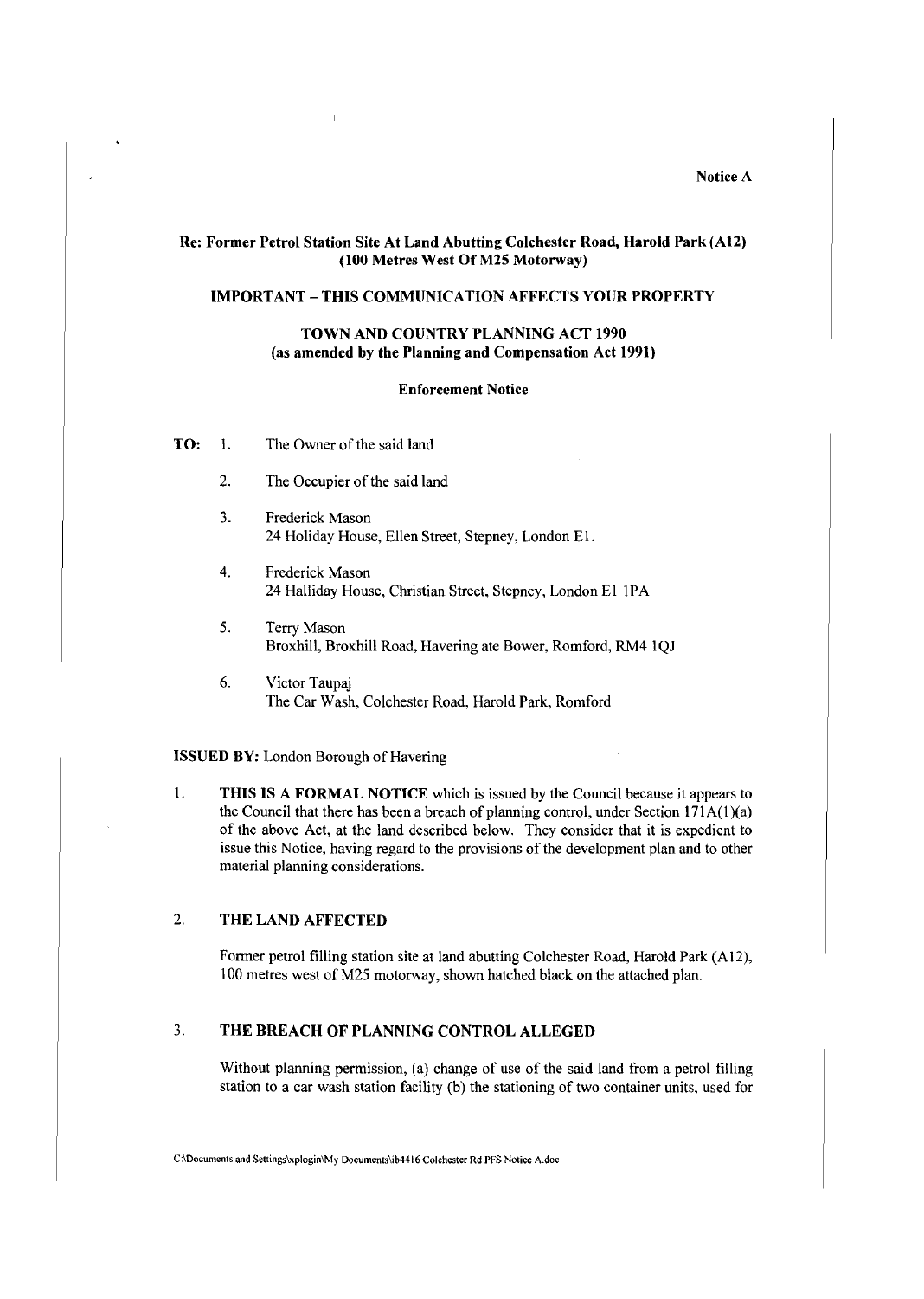**Notice A**

**Re: Former Petrol Station Site At Land Abutting Colchester Road, Harold Park (A12) (100 Metres West Of M25 Motorway)**

**IMPORTANT – THIS COMMUNICATION AFFECTS YOUR PROPERTY**

**TOWN AND COUNTRY PLANNING ACT 1990**
**(as amended by the Planning and Compensation Act 1991)**

**Enforcement Notice**

**TO:**

1. The Owner of the said land
2. The Occupier of the said land
3. Frederick Mason
   24 Holiday House, Ellen Street, Stepney, London E1.
4. Frederick Mason
   24 Halliday House, Christian Street, Stepney, London E1 1PA
5. Terry Mason
   Broxhill, Broxhill Road, Havering ate Bower, Romford, RM4 1QJ
6. Victor Taupaj
   The Car Wash, Colchester Road, Harold Park, Romford

**ISSUED BY:** London Borough of Havering

1. **THIS IS A FORMAL NOTICE** which is issued by the Council because it appears to the Council that there has been a breach of planning control, under Section 171A(1)(a) of the above Act, at the land described below. They consider that it is expedient to issue this Notice, having regard to the provisions of the development plan and to other material planning considerations.

2. **THE LAND AFFECTED**

   Former petrol filling station site at land abutting Colchester Road, Harold Park (A12), 100 metres west of M25 motorway, shown hatched black on the attached plan.

3. **THE BREACH OF PLANNING CONTROL ALLEGED**

   Without planning permission, (a) change of use of the said land from a petrol filling station to a car wash station facility (b) the stationing of two container units, used for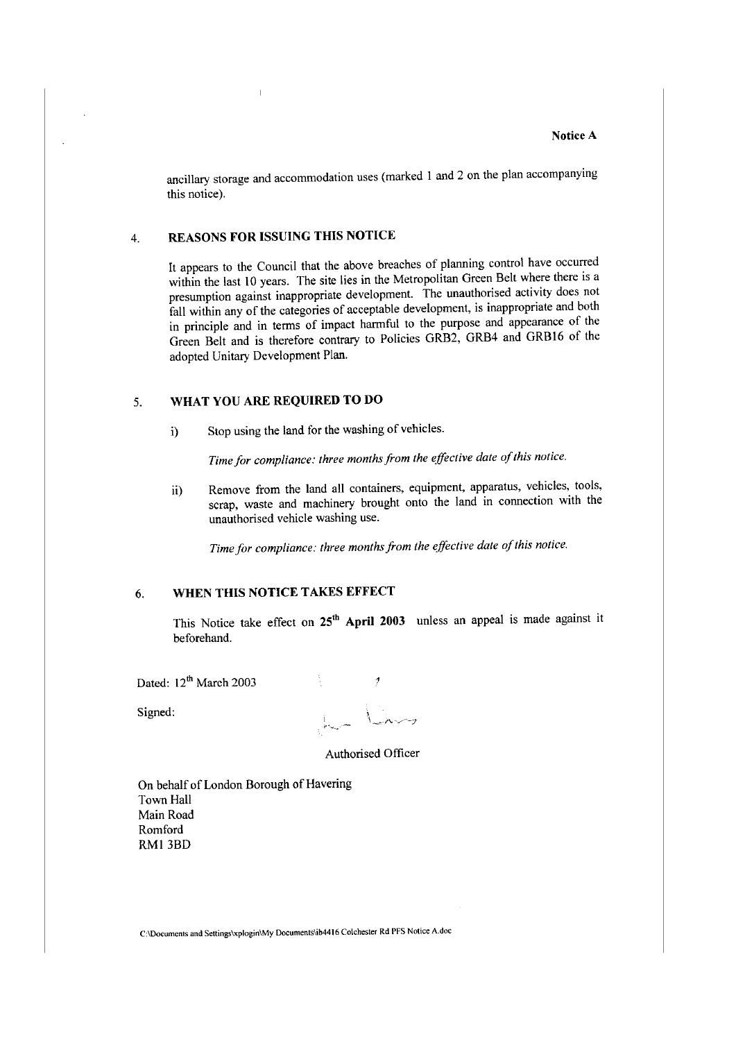**Notice A**

ancillary storage and accommodation uses (marked 1 and 2 on the plan accompanying this notice).

## 4. REASONS FOR ISSUING THIS NOTICE

It appears to the Council that the above breaches of planning control have occurred within the last 10 years. The site lies in the Metropolitan Green Belt where there is a presumption against inappropriate development. The unauthorised activity does not fall within any of the categories of acceptable development, is inappropriate and both in principle and in terms of impact harmful to the purpose and appearance of the Green Belt and is therefore contrary to Policies GRB2, GRB4 and GRB16 of the adopted Unitary Development Plan.

## 5. WHAT YOU ARE REQUIRED TO DO

i) Stop using the land for the washing of vehicles.

*Time for compliance: three months from the effective date of this notice.*

ii) Remove from the land all containers, equipment, apparatus, vehicles, tools, scrap, waste and machinery brought onto the land in connection with the unauthorised vehicle washing use.

*Time for compliance: three months from the effective date of this notice.*

## 6. WHEN THIS NOTICE TAKES EFFECT

This Notice take effect on **25th April 2003** unless an appeal is made against it beforehand.

Dated: 12th March 2003

Signed:

Authorised Officer

On behalf of London Borough of Havering
Town Hall
Main Road
Romford
RM1 3BD

C:\Documents and Settings\xplogin\My Documents\ib4416 Colchester Rd PFS Notice A.doc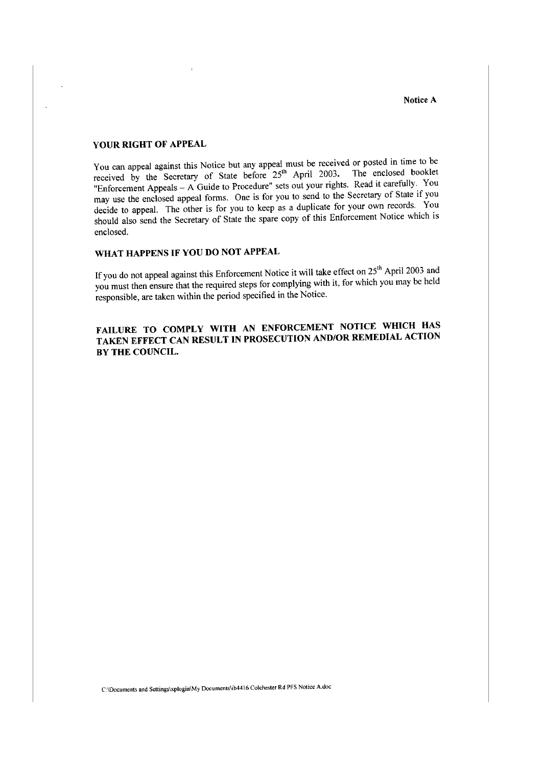Notice A

## YOUR RIGHT OF APPEAL

You can appeal against this Notice but any appeal must be received or posted in time to be received by the Secretary of State before 25th April 2003. The enclosed booklet "Enforcement Appeals – A Guide to Procedure" sets out your rights. Read it carefully. You may use the enclosed appeal forms. One is for you to send to the Secretary of State if you decide to appeal. The other is for you to keep as a duplicate for your own records. You should also send the Secretary of State the spare copy of this Enforcement Notice which is enclosed.

## WHAT HAPPENS IF YOU DO NOT APPEAL

If you do not appeal against this Enforcement Notice it will take effect on 25th April 2003 and you must then ensure that the required steps for complying with it, for which you may be held responsible, are taken within the period specified in the Notice.

**FAILURE TO COMPLY WITH AN ENFORCEMENT NOTICE WHICH HAS TAKEN EFFECT CAN RESULT IN PROSECUTION AND/OR REMEDIAL ACTION BY THE COUNCIL.**

C:\Documents and Settings\xplogin\My Documents\ib4416 Colchester Rd PFS Notice A.doc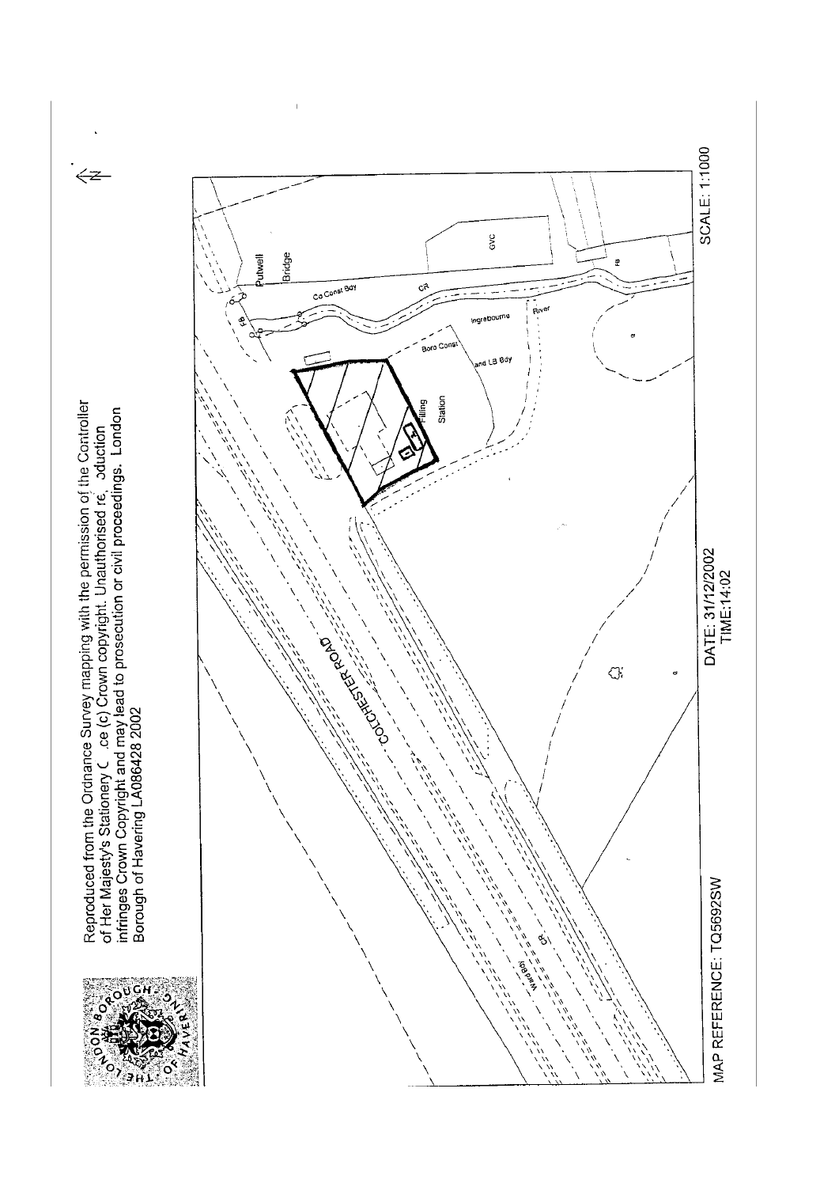Reproduced from the Ordnance Survey mapping with the permission of the Controller of Her Majesty's Stationery C .ce (c) Crown copyright. Unauthorised re, ɔduction infringes Crown Copyright and may lead to prosecution or civil proceedings. London Borough of Havering LA086428 2002

Putwell Bridge

FB

Co Const Bdy

CR

GVC

FB

Ingrebourne River

Boro Const and LB Bdy

Filling Station

COLCHESTER ROAD

Ward Bdy

CR

MAP REFERENCE: TQ5692SW

DATE: 31/12/2002
TIME:14:02

SCALE: 1:1000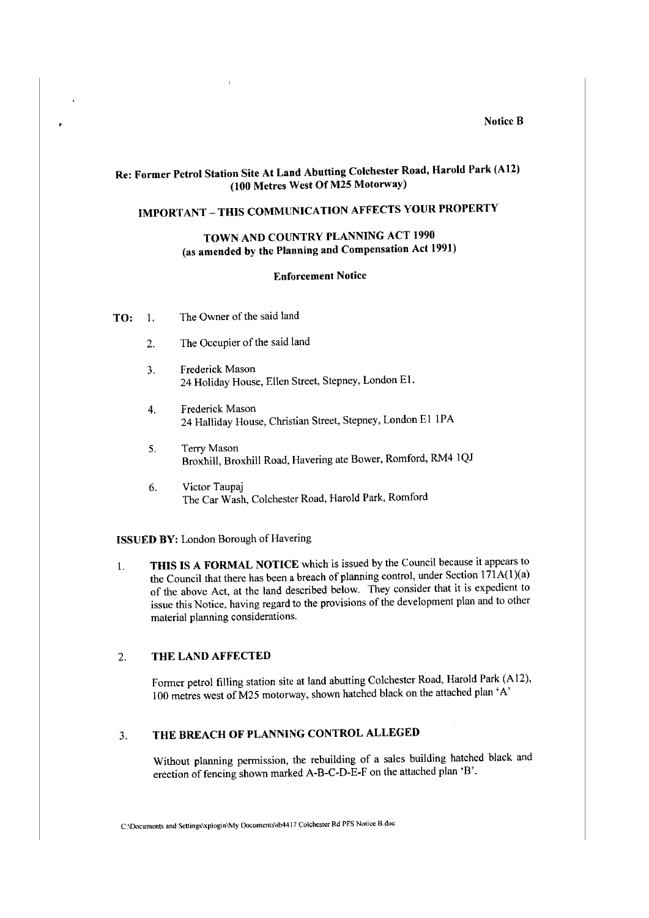**Notice B**

**Re: Former Petrol Station Site At Land Abutting Colchester Road, Harold Park (A12) (100 Metres West Of M25 Motorway)**

**IMPORTANT – THIS COMMUNICATION AFFECTS YOUR PROPERTY**

**TOWN AND COUNTRY PLANNING ACT 1990**
**(as amended by the Planning and Compensation Act 1991)**

**Enforcement Notice**

**TO:**

1. The Owner of the said land
2. The Occupier of the said land
3. Frederick Mason
   24 Holiday House, Ellen Street, Stepney, London E1.
4. Frederick Mason
   24 Halliday House, Christian Street, Stepney, London E1 1PA
5. Terry Mason
   Broxhill, Broxhill Road, Havering ate Bower, Romford, RM4 1QJ
6. Victor Taupaj
   The Car Wash, Colchester Road, Harold Park, Romford

**ISSUED BY:** London Borough of Havering

1. **THIS IS A FORMAL NOTICE** which is issued by the Council because it appears to the Council that there has been a breach of planning control, under Section 171A(1)(a) of the above Act, at the land described below. They consider that it is expedient to issue this Notice, having regard to the provisions of the development plan and to other material planning considerations.

2. **THE LAND AFFECTED**

   Former petrol filling station site at land abutting Colchester Road, Harold Park (A12), 100 metres west of M25 motorway, shown hatched black on the attached plan 'A'

3. **THE BREACH OF PLANNING CONTROL ALLEGED**

   Without planning permission, the rebuilding of a sales building hatched black and erection of fencing shown marked A-B-C-D-E-F on the attached plan 'B'.

C:\Documents and Settings\xplogin\My Documents\ib4417 Colchester Rd PFS Notice B.doc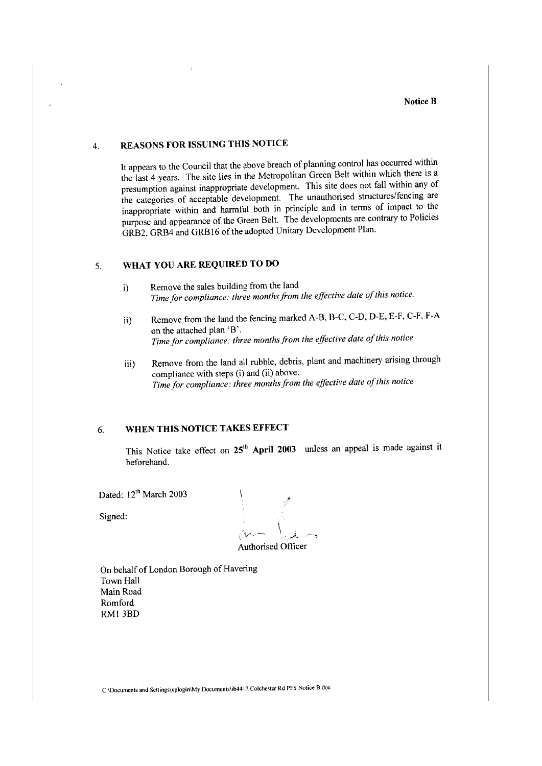Notice B

## 4. REASONS FOR ISSUING THIS NOTICE

It appears to the Council that the above breach of planning control has occurred within the last 4 years. The site lies in the Metropolitan Green Belt within which there is a presumption against inappropriate development. This site does not fall within any of the categories of acceptable development. The unauthorised structures/fencing are inappropriate within and harmful both in principle and in terms of impact to the purpose and appearance of the Green Belt. The developments are contrary to Policies GRB2, GRB4 and GRB16 of the adopted Unitary Development Plan.

## 5. WHAT YOU ARE REQUIRED TO DO

i) Remove the sales building from the land
*Time for compliance: three months from the effective date of this notice.*

ii) Remove from the land the fencing marked A-B, B-C, C-D, D-E, E-F, C-F, F-A on the attached plan 'B'.
*Time for compliance: three months from the effective date of this notice*

iii) Remove from the land all rubble, debris, plant and machinery arising through compliance with steps (i) and (ii) above.
*Time for compliance: three months from the effective date of this notice*

## 6. WHEN THIS NOTICE TAKES EFFECT

This Notice take effect on **25th April 2003** unless an appeal is made against it beforehand.

Dated: 12th March 2003

Signed:

Authorised Officer

On behalf of London Borough of Havering
Town Hall
Main Road
Romford
RM1 3BD

C:\Documents and Settings\xplogin\My Documents\ib4417 Colchester Rd PFS Notice B.doc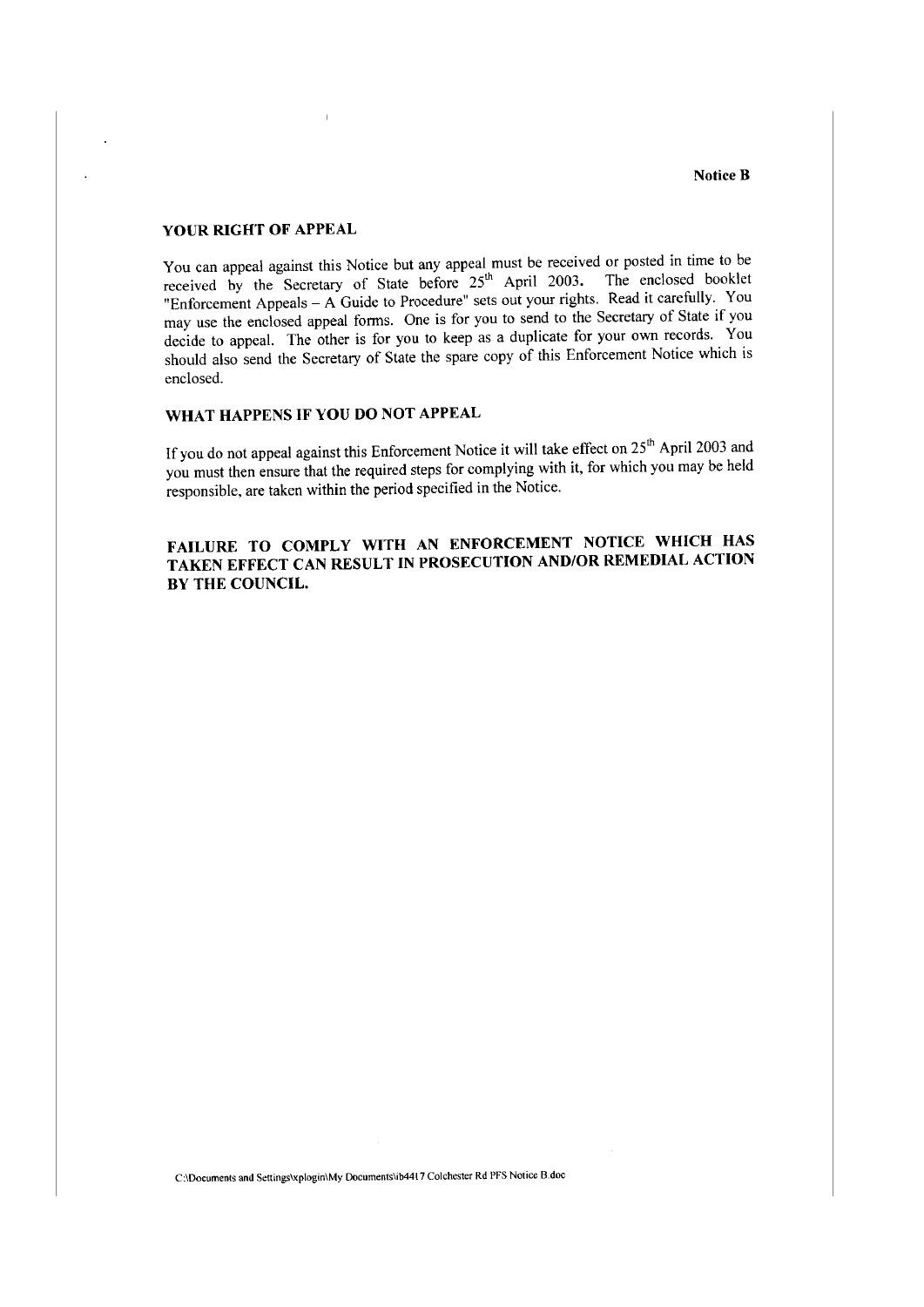**Notice B**

## YOUR RIGHT OF APPEAL

You can appeal against this Notice but any appeal must be received or posted in time to be received by the Secretary of State before 25th April 2003. The enclosed booklet "Enforcement Appeals – A Guide to Procedure" sets out your rights. Read it carefully. You may use the enclosed appeal forms. One is for you to send to the Secretary of State if you decide to appeal. The other is for you to keep as a duplicate for your own records. You should also send the Secretary of State the spare copy of this Enforcement Notice which is enclosed.

## WHAT HAPPENS IF YOU DO NOT APPEAL

If you do not appeal against this Enforcement Notice it will take effect on 25th April 2003 and you must then ensure that the required steps for complying with it, for which you may be held responsible, are taken within the period specified in the Notice.

**FAILURE TO COMPLY WITH AN ENFORCEMENT NOTICE WHICH HAS TAKEN EFFECT CAN RESULT IN PROSECUTION AND/OR REMEDIAL ACTION BY THE COUNCIL.**

C:\Documents and Settings\xplogin\My Documents\ib4417 Colchester Rd PFS Notice B.doc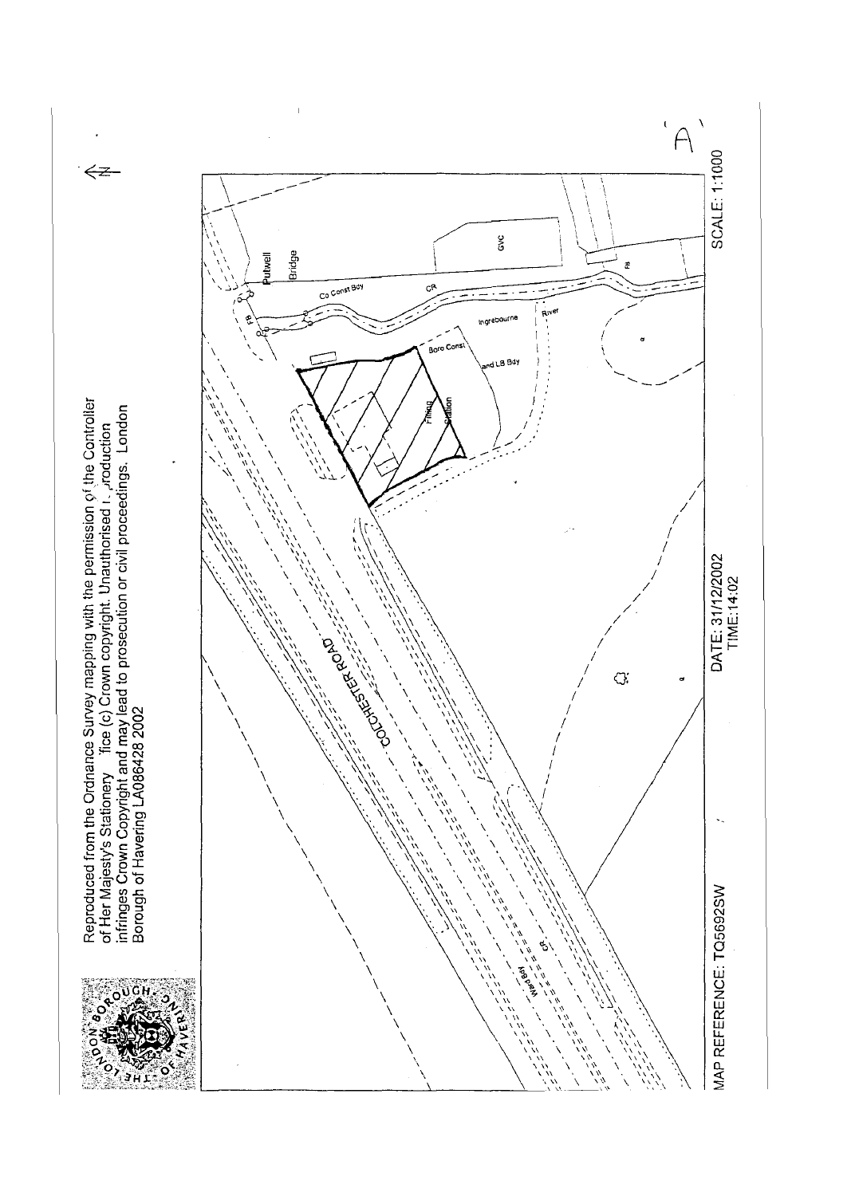Reproduced from the Ordnance Survey mapping with the permission of the Controller of Her Majesty's Stationery Office (c) Crown copyright. Unauthorised reproduction infringes Crown Copyright and may lead to prosecution or civil proceedings. London Borough of Havering LA086428 2002

COLCHESTER ROAD

Filling Station

Putwell Bridge

Ingrebourne River

Co Const Bdy

Boro Const and LB Bdy

GVC

CR

FB

Ward Bdy

A

MAP REFERENCE: TQ5692SW

DATE: 31/12/2002
TIME:14:02

SCALE: 1:1000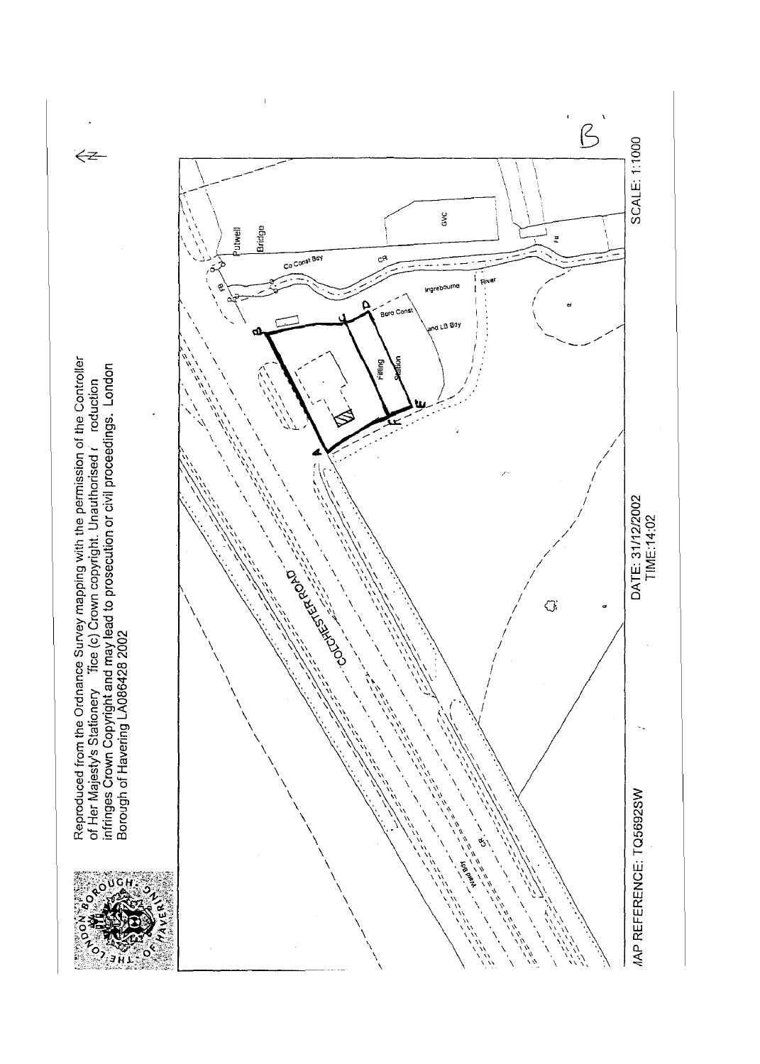Reproduced from the Ordnance Survey mapping with the permission of the Controller of Her Majesty's Stationery Office (c) Crown copyright. Unauthorised reproduction infringes Crown Copyright and may lead to prosecution or civil proceedings. London Borough of Havering LA086428 2002

B

COLCHESTER ROAD

Putwell Bridge

Co Const Bdy

CR

GVC

FB

Ingrebourne River

Boro Const and LB Bdy

Filling Station

Ward Bdy

CR

A B C D E F

MAP REFERENCE: TQ5692SW

DATE: 31/12/2002
TIME:14:02

SCALE: 1:1000